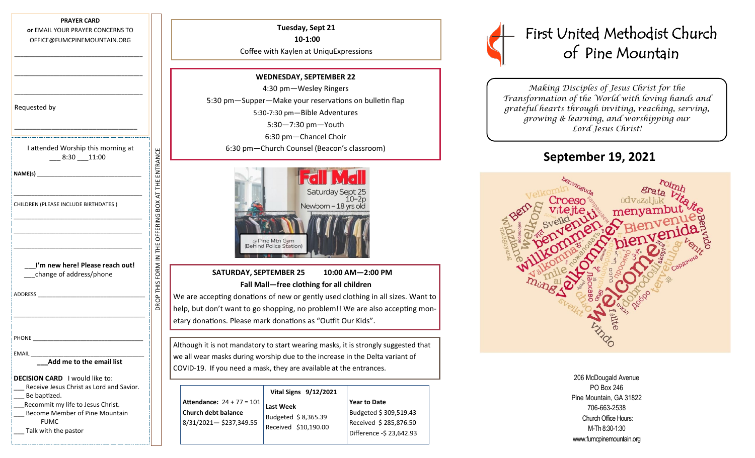**PRAYER CARD**
**or** EMAIL YOUR PRAYER CONCERNS TO OFFICE@FUMCPINEMOUNTAIN.ORG

\_\_\_\_\_\_\_\_\_\_\_\_\_\_\_\_\_\_\_\_\_\_\_\_\_\_\_\_\_\_\_\_\_\_\_\_

\_\_\_\_\_\_\_\_\_\_\_\_\_\_\_\_\_\_\_\_\_\_\_\_\_\_\_\_\_\_\_\_\_\_\_\_

\_\_\_\_\_\_\_\_\_\_\_\_\_\_\_\_\_\_\_\_\_\_\_\_\_\_\_\_\_\_\_\_\_\_\_\_

Requested by

\_\_\_\_\_\_\_\_\_\_\_\_\_\_\_\_\_\_\_\_\_\_\_\_\_\_\_\_\_\_\_\_\_\_\_\_

I attended Worship this morning at
\_\_\_ 8:30 \_\_\_11:00

**NAME(s)** \_\_\_\_\_\_\_\_\_\_\_\_\_\_\_\_\_\_\_\_\_\_\_\_\_\_\_\_\_\_\_\_

\_\_\_\_\_\_\_\_\_\_\_\_\_\_\_\_\_\_\_\_\_\_\_\_\_\_\_\_\_\_\_\_\_\_\_\_

CHILDREN (PLEASE INCLUDE BIRTHDATES )

\_\_\_\_\_\_\_\_\_\_\_\_\_\_\_\_\_\_\_\_\_\_\_\_\_\_\_\_\_\_\_\_\_\_\_\_

\_\_\_\_\_\_\_\_\_\_\_\_\_\_\_\_\_\_\_\_\_\_\_\_\_\_\_\_\_\_\_\_\_\_\_\_

\_\_\_\_\_\_\_\_\_\_\_\_\_\_\_\_\_\_\_\_\_\_\_\_\_\_\_\_\_\_\_\_\_\_\_\_

\_\_\_**I'm new here! Please reach out!**
\_\_\_change of address/phone

ADDRESS \_\_\_\_\_\_\_\_\_\_\_\_\_\_\_\_\_\_\_\_\_\_\_\_\_\_\_\_\_\_\_\_

\_\_\_\_\_\_\_\_\_\_\_\_\_\_\_\_\_\_\_\_\_\_\_\_\_\_\_\_\_\_\_\_\_\_\_\_

PHONE \_\_\_\_\_\_\_\_\_\_\_\_\_\_\_\_\_\_\_\_\_\_\_\_\_\_\_\_\_\_\_\_

EMAIL \_\_\_\_\_\_\_\_\_\_\_\_\_\_\_\_\_\_\_\_\_\_\_\_\_\_\_\_\_\_\_\_

**\_\_\_Add me to the email list**

**DECISION CARD** I would like to:
- \_\_\_ Receive Jesus Christ as Lord and Savior.
- \_\_\_ Be baptized.
- \_\_\_Recommit my life to Jesus Christ.
- \_\_\_ Become Member of Pine Mountain FUMC
- \_\_\_ Talk with the pastor

DROP THIS FORM IN THE OFFERING BOX AT THE ENTRANCE

**Tuesday, Sept 21**
**10-1:00**
Coffee with Kaylen at UniquExpressions

**WEDNESDAY, SEPTEMBER 22**
4:30 pm—Wesley Ringers
5:30 pm—Supper—Make your reservations on bulletin flap
5:30-7:30 pm—Bible Adventures
5:30—7:30 pm—Youth
6:30 pm—Chancel Choir
6:30 pm—Church Counsel (Beacon's classroom)

Fall Mall
Saturday Sept 25
10–2p
Newborn – 18 yrs old
@ Pine Mtn Gym
(Behind Police Station)

**SATURDAY, SEPTEMBER 25 10:00 AM—2:00 PM**
**Fall Mall—free clothing for all children**
We are accepting donations of new or gently used clothing in all sizes. Want to help, but don't want to go shopping, no problem!! We are also accepting monetary donations. Please mark donations as "Outfit Our Kids".

Although it is not mandatory to start wearing masks, it is strongly suggested that we all wear masks during worship due to the increase in the Delta variant of COVID-19. If you need a mask, they are available at the entrances.

| **Attendance:** 24 + 77 = 101 | **Vital Signs 9/12/2021** | |
|---|---|---|
| **Church debt balance** 8/31/2021— $237,349.55 | **Last Week** Budgeted $ 8,365.39 Received $10,190.00 | **Year to Date** Budgeted $ 309,519.43 Received $ 285,876.50 Difference -$ 23,642.93 |

# First United Methodist Church of Pine Mountain

*Making Disciples of Jesus Christ for the Transformation of the World with loving hands and grateful hearts through inviting, reaching, serving, growing & learning, and worshipping our Lord Jesus Christ!*

## September 19, 2021

206 McDougald Avenue
PO Box 246
Pine Mountain, GA 31822
706-663-2538
Church Office Hours:
M-Th 8:30-1:30
www.fumcpinemountain.org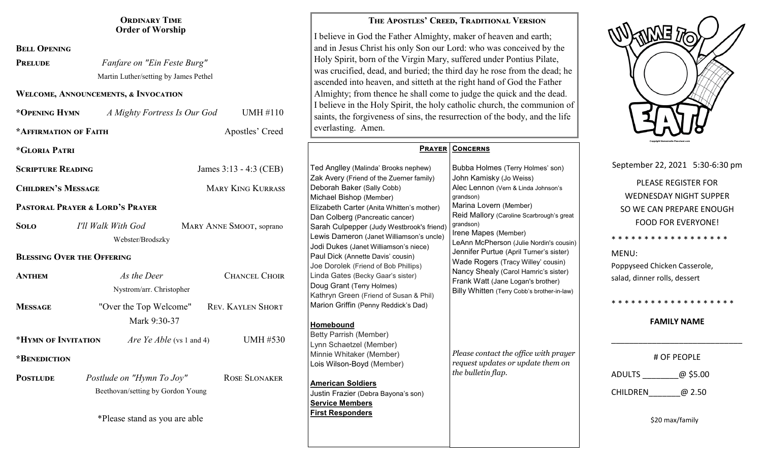## Ordinary Time
### Order of Worship

**Bell Opening**

**Prelude** — *Fanfare on "Ein Feste Burg"*
Martin Luther/setting by James Pethel

**Welcome, Announcements, & Invocation**

**\*Opening Hymn** — *A Mighty Fortress Is Our God* — UMH #110

**\*Affirmation of Faith** — Apostles' Creed

**\*Gloria Patri**

**Scripture Reading** — James 3:13 - 4:3 (CEB)

**Children's Message** — Mary King Kurrass

**Pastoral Prayer & Lord's Prayer**

**Solo** — *I'll Walk With God* — Mary Anne Smoot, soprano
Webster/Brodszky

**Blessing Over the Offering**

**Anthem** — *As the Deer* — Chancel Choir
Nystrom/arr. Christopher

**Message** — "Over the Top Welcome" — Rev. Kaylen Short
Mark 9:30-37

**\*Hymn of Invitation** — *Are Ye Able* (vs 1 and 4) — UMH #530

**\*Benediction**

**Postlude** — *Postlude on "Hymn To Joy"* — Rose Slonaker
Beethovan/setting by Gordon Young

\*Please stand as you are able

## The Apostles' Creed, Traditional Version

I believe in God the Father Almighty, maker of heaven and earth; and in Jesus Christ his only Son our Lord: who was conceived by the Holy Spirit, born of the Virgin Mary, suffered under Pontius Pilate, was crucified, dead, and buried; the third day he rose from the dead; he ascended into heaven, and sitteth at the right hand of God the Father Almighty; from thence he shall come to judge the quick and the dead. I believe in the Holy Spirit, the holy catholic church, the communion of saints, the forgiveness of sins, the resurrection of the body, and the life everlasting. Amen.

## Prayer Concerns

Ted Anglley (Malinda' Brooks nephew)
Zak Avery (Friend of the Zuerner family)
Deborah Baker (Sally Cobb)
Michael Bishop (Member)
Elizabeth Carter (Anita Whitten's mother)
Dan Colberg (Pancreatic cancer)
Sarah Culpepper (Judy Westbrook's friend)
Lewis Dameron (Janet Williamson's uncle)
Jodi Dukes (Janet Williamson's niece)
Paul Dick (Annette Davis' cousin)
Joe Dorolek (Friend of Bob Phillips)
Linda Gates (Becky Gaar's sister)
Doug Grant (Terry Holmes)
Kathryn Green (Friend of Susan & Phil)
Marion Griffin (Penny Reddick's Dad)
Bubba Holmes (Terry Holmes' son)
John Kamisky (Jo Weiss)
Alec Lennon (Vern & Linda Johnson's grandson)
Marina Lovern (Member)
Reid Mallory (Caroline Scarbrough's great grandson)
Irene Mapes (Member)
LeAnn McPherson (Julie Nordin's cousin)
Jennifer Purtue (April Turner's sister)
Wade Rogers (Tracy Willey' cousin)
Nancy Shealy (Carol Hamric's sister)
Frank Watt (Jane Logan's brother)
Billy Whitten (Terry Cobb's brother-in-law)

**Homebound**
Betty Parrish (Member)
Lynn Schaetzel (Member)
Minnie Whitaker (Member)
Lois Wilson-Boyd (Member)

**American Soldiers**
Justin Frazier (Debra Bayona's son)

**Service Members**

**First Responders**

*Please contact the office with prayer request updates or update them on the bulletin flap.*

## Time To Eat!

September 22, 2021 5:30-6:30 pm

PLEASE REGISTER FOR WEDNESDAY NIGHT SUPPER SO WE CAN PREPARE ENOUGH FOOD FOR EVERYONE!

\* \* \* \* \* \* \* \* \* \* \* \* \* \* \* \* \*

MENU:
Poppyseed Chicken Casserole, salad, dinner rolls, dessert

\* \* \* \* \* \* \* \* \* \* \* \* \* \* \* \* \* \*

**FAMILY NAME**

______________________________

\# OF PEOPLE

ADULTS ________@ $5.00

CHILDREN_______@ 2.50

$20 max/family